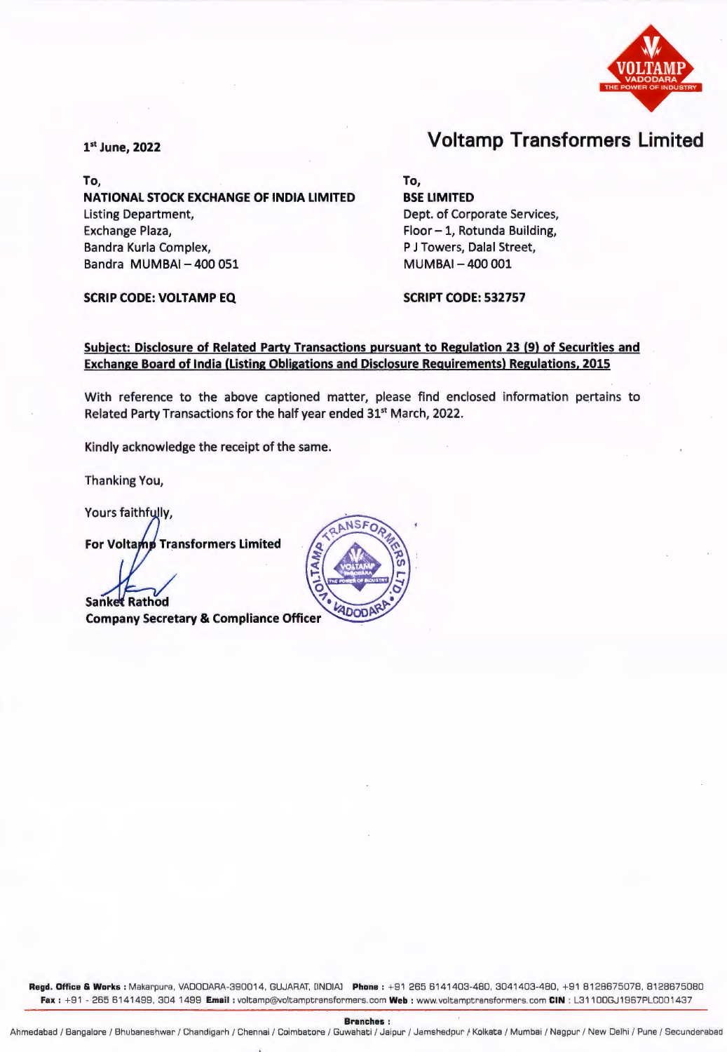# Voltamp Transformers Limited

1st June, 2022

To,
**NATIONAL STOCK EXCHANGE OF INDIA LIMITED**
Listing Department,
Exchange Plaza,
Bandra Kurla Complex,
Bandra MUMBAI – 400 051

**SCRIP CODE: VOLTAMP EQ**

To,
**BSE LIMITED**
Dept. of Corporate Services,
Floor – 1, Rotunda Building,
P J Towers, Dalal Street,
MUMBAI – 400 001

**SCRIPT CODE: 532757**

**Subject: Disclosure of Related Party Transactions pursuant to Regulation 23 (9) of Securities and Exchange Board of India (Listing Obligations and Disclosure Requirements) Regulations, 2015**

With reference to the above captioned matter, please find enclosed information pertains to Related Party Transactions for the half year ended 31st March, 2022.

Kindly acknowledge the receipt of the same.

Thanking You,

Yours faithfully,

**For Voltamp Transformers Limited**

**Sanket Rathod**
**Company Secretary & Compliance Officer**

**Regd. Office & Works :** Makarpura, VADODARA-390014, GUJARAT, [INDIA] **Phone :** +91 265 6141403-480, 3041403-480, +91 8128675078, 8128675080
**Fax :** +91 - 265 6141499, 304 1499 **Email :** voltamp@voltamptransformers.com **Web :** www.voltamptransformers.com **CIN :** L31100GJ1967PLC001437

**Branches :**
Ahmedabad / Bangalore / Bhubaneshwar / Chandigarh / Chennai / Coimbatore / Guwahati / Jaipur / Jamshedpur / Kolkata / Mumbai / Nagpur / New Delhi / Pune / Secunderabad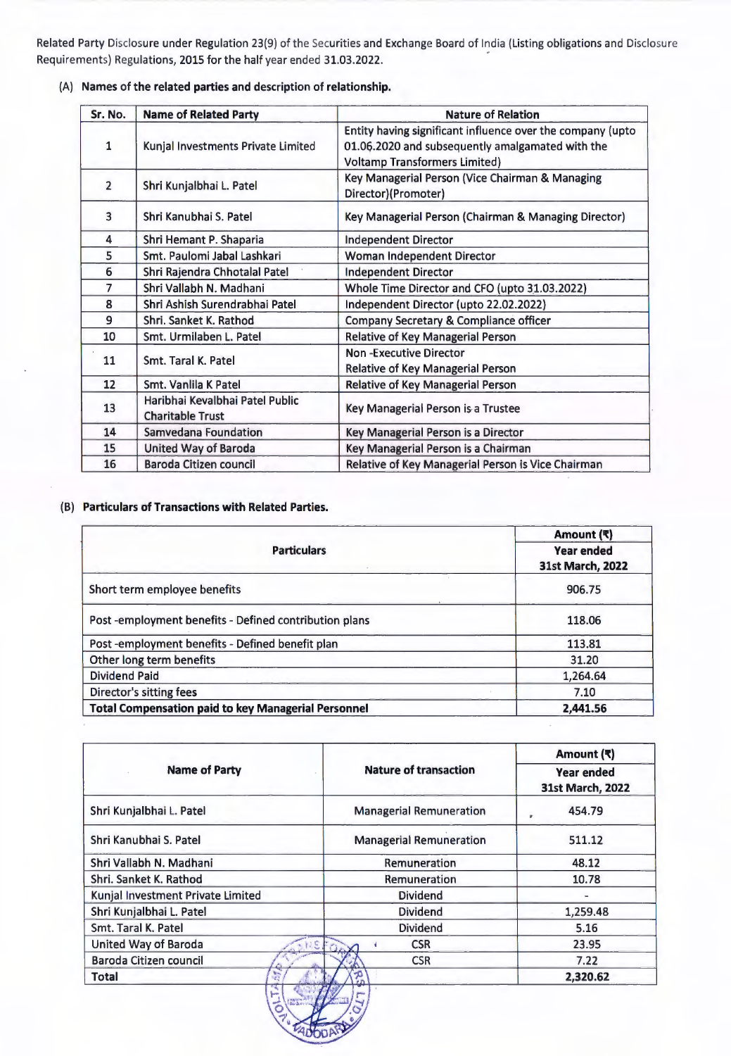Related Party Disclosure under Regulation 23(9) of the Securities and Exchange Board of India (Listing obligations and Disclosure Requirements) Regulations, 2015 for the half year ended 31.03.2022.

**(A) Names of the related parties and description of relationship.**

| Sr. No. | Name of Related Party | Nature of Relation |
|---|---|---|
| 1 | Kunjal Investments Private Limited | Entity having significant influence over the company (upto 01.06.2020 and subsequently amalgamated with the Voltamp Transformers Limited) |
| 2 | Shri Kunjalbhai L. Patel | Key Managerial Person (Vice Chairman & Managing Director)(Promoter) |
| 3 | Shri Kanubhai S. Patel | Key Managerial Person (Chairman & Managing Director) |
| 4 | Shri Hemant P. Shaparia | Independent Director |
| 5 | Smt. Paulomi Jabal Lashkari | Woman Independent Director |
| 6 | Shri Rajendra Chhotalal Patel | Independent Director |
| 7 | Shri Vallabh N. Madhani | Whole Time Director and CFO (upto 31.03.2022) |
| 8 | Shri Ashish Surendrabhai Patel | Independent Director (upto 22.02.2022) |
| 9 | Shri. Sanket K. Rathod | Company Secretary & Compliance officer |
| 10 | Smt. Urmilaben L. Patel | Relative of Key Managerial Person |
| 11 | Smt. Taral K. Patel | Non -Executive Director<br>Relative of Key Managerial Person |
| 12 | Smt. Vanlila K Patel | Relative of Key Managerial Person |
| 13 | Haribhai Kevalbhai Patel Public Charitable Trust | Key Managerial Person is a Trustee |
| 14 | Samvedana Foundation | Key Managerial Person is a Director |
| 15 | United Way of Baroda | Key Managerial Person is a Chairman |
| 16 | Baroda Citizen council | Relative of Key Managerial Person is Vice Chairman |

**(B) Particulars of Transactions with Related Parties.**

| Particulars | Amount (₹)<br>Year ended 31st March, 2022 |
|---|---|
| Short term employee benefits | 906.75 |
| Post -employment benefits - Defined contribution plans | 118.06 |
| Post -employment benefits - Defined benefit plan | 113.81 |
| Other long term benefits | 31.20 |
| Dividend Paid | 1,264.64 |
| Director's sitting fees | 7.10 |
| **Total Compensation paid to key Managerial Personnel** | **2,441.56** |

| Name of Party | Nature of transaction | Amount (₹)<br>Year ended 31st March, 2022 |
|---|---|---|
| Shri Kunjalbhai L. Patel | Managerial Remuneration | 454.79 |
| Shri Kanubhai S. Patel | Managerial Remuneration | 511.12 |
| Shri Vallabh N. Madhani | Remuneration | 48.12 |
| Shri. Sanket K. Rathod | Remuneration | 10.78 |
| Kunjal Investment Private Limited | Dividend | - |
| Shri Kunjalbhai L. Patel | Dividend | 1,259.48 |
| Smt. Taral K. Patel | Dividend | 5.16 |
| United Way of Baroda | CSR | 23.95 |
| Baroda Citizen council | CSR | 7.22 |
| **Total** | | **2,320.62** |